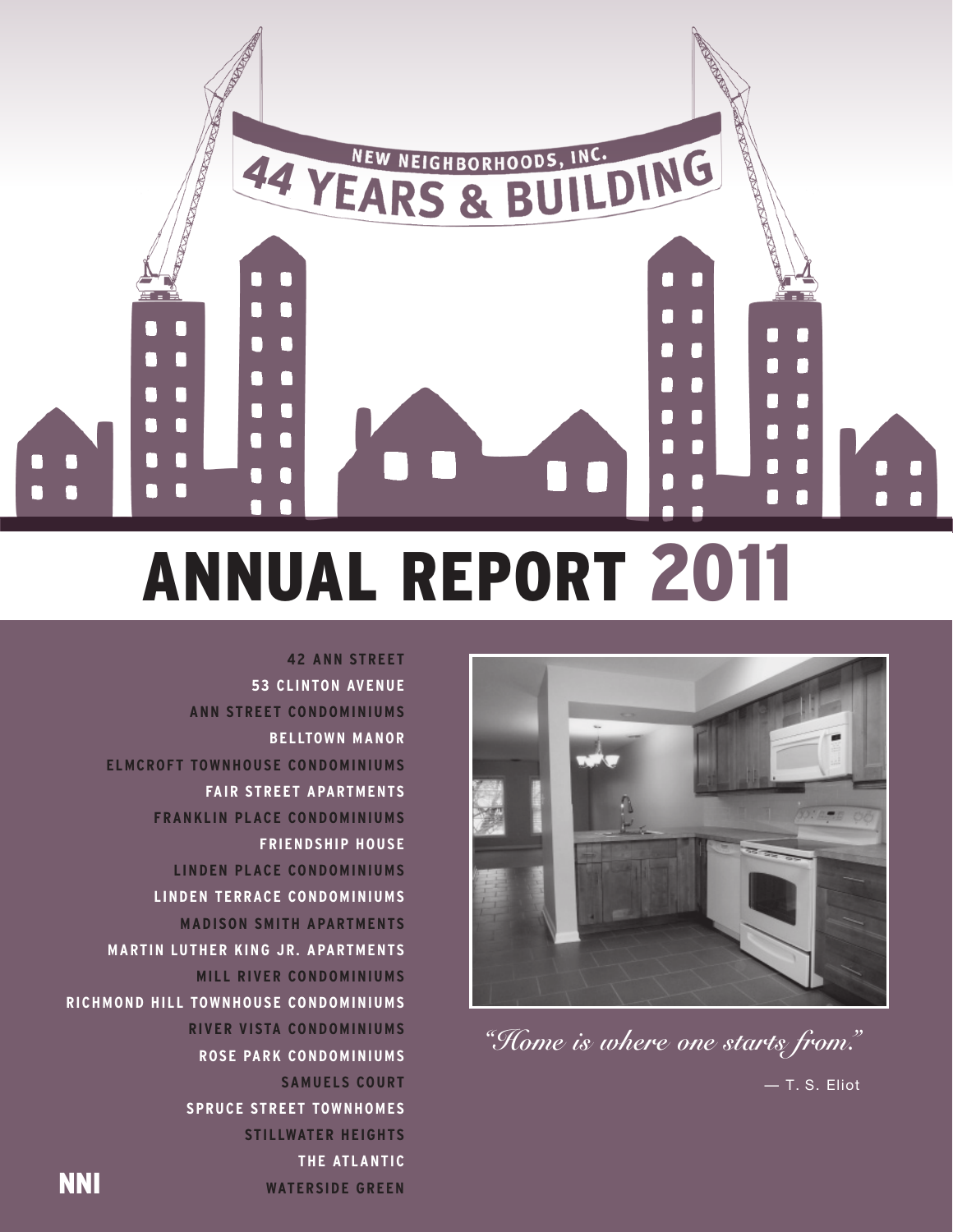NEW NEIGHBORHOODS, INC.

44 YEARS & BUILDING

# ANNUAL REPORT 2011

**42 ANN STREET**
**53 CLINTON AVENUE**
**ANN STREET CONDOMINIUMS**
**BELLTOWN MANOR**
**ELMCROFT TOWNHOUSE CONDOMINIUMS**
**FAIR STREET APARTMENTS**
**FRANKLIN PLACE CONDOMINIUMS**
**FRIENDSHIP HOUSE**
**LINDEN PLACE CONDOMINIUMS**
**LINDEN TERRACE CONDOMINIUMS**
**MADISON SMITH APARTMENTS**
**MARTIN LUTHER KING JR. APARTMENTS**
**MILL RIVER CONDOMINIUMS**
**RICHMOND HILL TOWNHOUSE CONDOMINIUMS**
**RIVER VISTA CONDOMINIUMS**
**ROSE PARK CONDOMINIUMS**
**SAMUELS COURT**
**SPRUCE STREET TOWNHOMES**
**STILLWATER HEIGHTS**
**THE ATLANTIC**
**WATERSIDE GREEN**

*"Home is where one starts from."*

— T. S. Eliot

**NNI**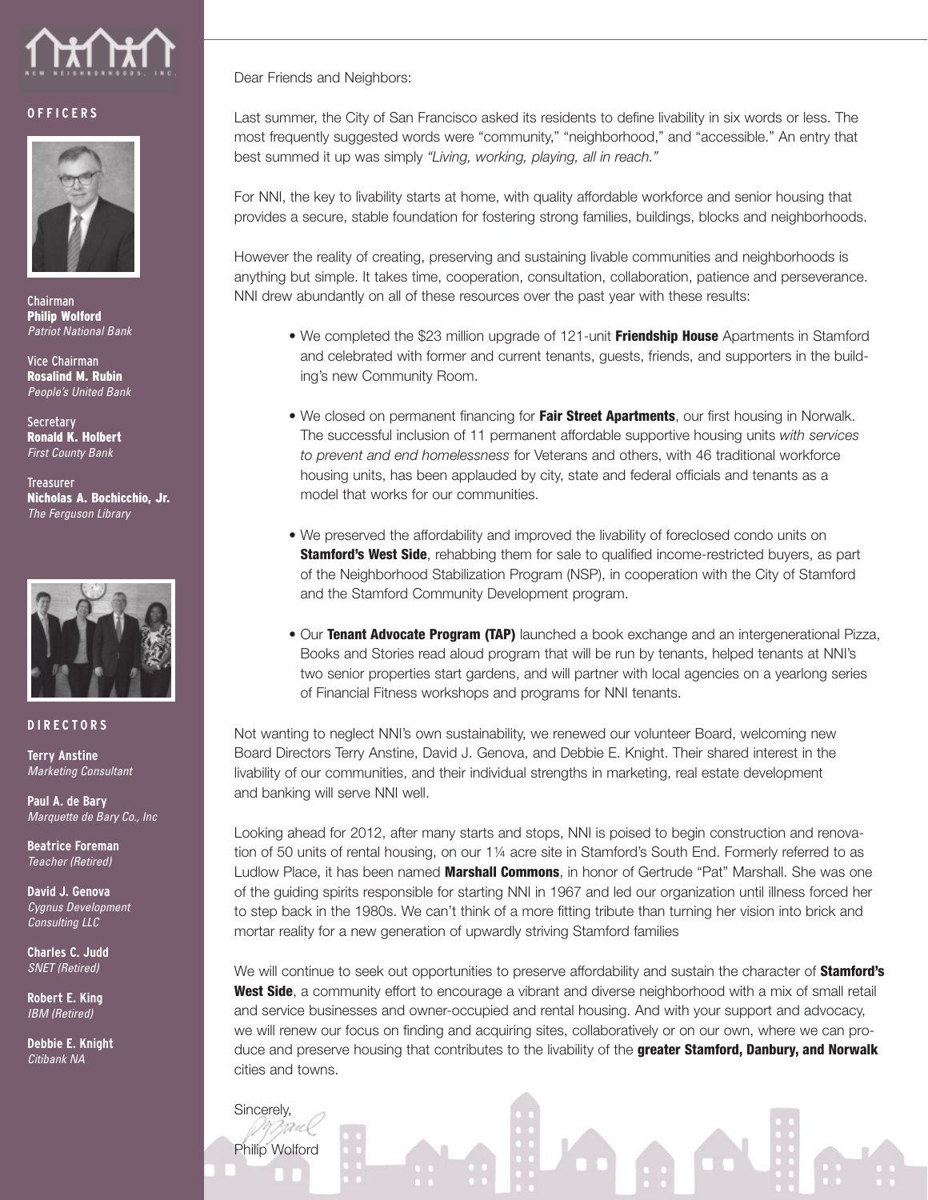## OFFICERS

Chairman
**Philip Wolford**
*Patriot National Bank*

Vice Chairman
**Rosalind M. Rubin**
*People's United Bank*

Secretary
**Ronald K. Holbert**
*First County Bank*

Treasurer
**Nicholas A. Bochicchio, Jr.**
*The Ferguson Library*

## DIRECTORS

**Terry Anstine**
*Marketing Consultant*

**Paul A. de Bary**
*Marquette de Bary Co., Inc*

**Beatrice Foreman**
*Teacher (Retired)*

**David J. Genova**
*Cygnus Development Consulting LLC*

**Charles C. Judd**
*SNET (Retired)*

**Robert E. King**
*IBM (Retired)*

**Debbie E. Knight**
*Citibank NA*

Dear Friends and Neighbors:

Last summer, the City of San Francisco asked its residents to define livability in six words or less. The most frequently suggested words were "community," "neighborhood," and "accessible." An entry that best summed it up was simply *"Living, working, playing, all in reach."*

For NNI, the key to livability starts at home, with quality affordable workforce and senior housing that provides a secure, stable foundation for fostering strong families, buildings, blocks and neighborhoods.

However the reality of creating, preserving and sustaining livable communities and neighborhoods is anything but simple. It takes time, cooperation, consultation, collaboration, patience and perseverance. NNI drew abundantly on all of these resources over the past year with these results:

- We completed the $23 million upgrade of 121-unit **Friendship House** Apartments in Stamford and celebrated with former and current tenants, guests, friends, and supporters in the building's new Community Room.
- We closed on permanent financing for **Fair Street Apartments**, our first housing in Norwalk. The successful inclusion of 11 permanent affordable supportive housing units *with services to prevent and end homelessness* for Veterans and others, with 46 traditional workforce housing units, has been applauded by city, state and federal officials and tenants as a model that works for our communities.
- We preserved the affordability and improved the livability of foreclosed condo units on **Stamford's West Side**, rehabbing them for sale to qualified income-restricted buyers, as part of the Neighborhood Stabilization Program (NSP), in cooperation with the City of Stamford and the Stamford Community Development program.
- Our **Tenant Advocate Program (TAP)** launched a book exchange and an intergenerational Pizza, Books and Stories read aloud program that will be run by tenants, helped tenants at NNI's two senior properties start gardens, and will partner with local agencies on a yearlong series of Financial Fitness workshops and programs for NNI tenants.

Not wanting to neglect NNI's own sustainability, we renewed our volunteer Board, welcoming new Board Directors Terry Anstine, David J. Genova, and Debbie E. Knight. Their shared interest in the livability of our communities, and their individual strengths in marketing, real estate development and banking will serve NNI well.

Looking ahead for 2012, after many starts and stops, NNI is poised to begin construction and renovation of 50 units of rental housing, on our 1¼ acre site in Stamford's South End. Formerly referred to as Ludlow Place, it has been named **Marshall Commons**, in honor of Gertrude "Pat" Marshall. She was one of the guiding spirits responsible for starting NNI in 1967 and led our organization until illness forced her to step back in the 1980s. We can't think of a more fitting tribute than turning her vision into brick and mortar reality for a new generation of upwardly striving Stamford families

We will continue to seek out opportunities to preserve affordability and sustain the character of **Stamford's West Side**, a community effort to encourage a vibrant and diverse neighborhood with a mix of small retail and service businesses and owner-occupied and rental housing. And with your support and advocacy, we will renew our focus on finding and acquiring sites, collaboratively or on our own, where we can produce and preserve housing that contributes to the livability of the **greater Stamford, Danbury, and Norwalk** cities and towns.

Sincerely,

Philip Wolford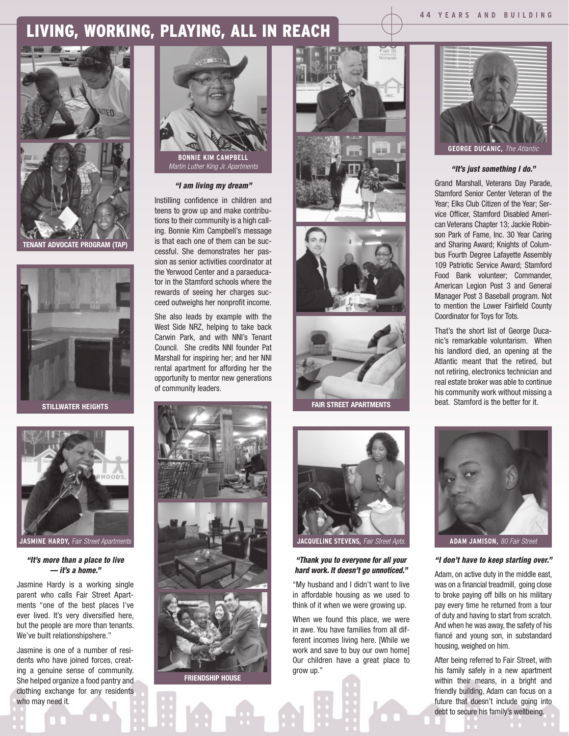# LIVING, WORKING, PLAYING, ALL IN REACH

TENANT ADVOCATE PROGRAM (TAP)

STILLWATER HEIGHTS

**JASMINE HARDY,** *Fair Street Apartments*

### *"It's more than a place to live — it's a home."*

Jasmine Hardy is a working single parent who calls Fair Street Apartments "one of the best places I've ever lived. It's very diversified here, but the people are more than tenants. We've built relationshipshere."

Jasmine is one of a number of residents who have joined forces, creating a genuine sense of community. She helped organize a food pantry and clothing exchange for any residents who may need it.

**BONNIE KIM CAMPBELL**
*Martin Luther King Jr. Apartments*

### *"I am living my dream"*

Instilling confidence in children and teens to grow up and make contributions to their community is a high calling. Bonnie Kim Campbell's message is that each one of them can be successful. She demonstrates her passion as senior activities coordinator at the Yerwood Center and a paraeducator in the Stamford schools where the rewards of seeing her charges succeed outweighs her nonprofit income.

She also leads by example with the West Side NRZ, helping to take back Carwin Park, and with NNI's Tenant Council. She credits NNI founder Pat Marshall for inspiring her; and her NNI rental apartment for affording her the opportunity to mentor new generations of community leaders.

FRIENDSHIP HOUSE

FAIR STREET APARTMENTS

**JACQUELINE STEVENS,** *Fair Street Apts.*

### *"Thank you to everyone for all your hard work. It doesn't go unnoticed."*

"My husband and I didn't want to live in affordable housing as we used to think of it when we were growing up.

When we found this place, we were in awe. You have families from all different incomes living here. [While we work and save to buy our own home] Our children have a great place to grow up."

**GEORGE DUCANIC,** *The Atlantic*

### *"It's just something I do."*

Grand Marshall, Veterans Day Parade, Stamford Senior Center Veteran of the Year; Elks Club Citizen of the Year; Service Officer, Stamford Disabled American Veterans Chapter 13; Jackie Robinson Park of Fame, Inc. 30 Year Caring and Sharing Award; Knights of Columbus Fourth Degree Lafayette Assembly 109 Patriotic Service Award; Stamford Food Bank volunteer; Commander, American Legion Post 3 and General Manager Post 3 Baseball program. Not to mention the Lower Fairfield County Coordinator for Toys for Tots.

That's the short list of George Ducanic's remarkable voluntarism. When his landlord died, an opening at the Atlantic meant that the retired, but not retiring, electronics technician and real estate broker was able to continue his community work without missing a beat. Stamford is the better for it.

**ADAM JAMISON,** *80 Fair Street*

### *"I don't have to keep starting over."*

Adam, on active duty in the middle east, was on a financial treadmill, going close to broke paying off bills on his military pay every time he returned from a tour of duty and having to start from scratch. And when he was away, the safety of his fiancé and young son, in substandard housing, weighed on him.

After being referred to Fair Street, with his family safely in a new apartment within their means, in a bright and friendly building, Adam can focus on a future that doesn't include going into debt to secure his family's wellbeing.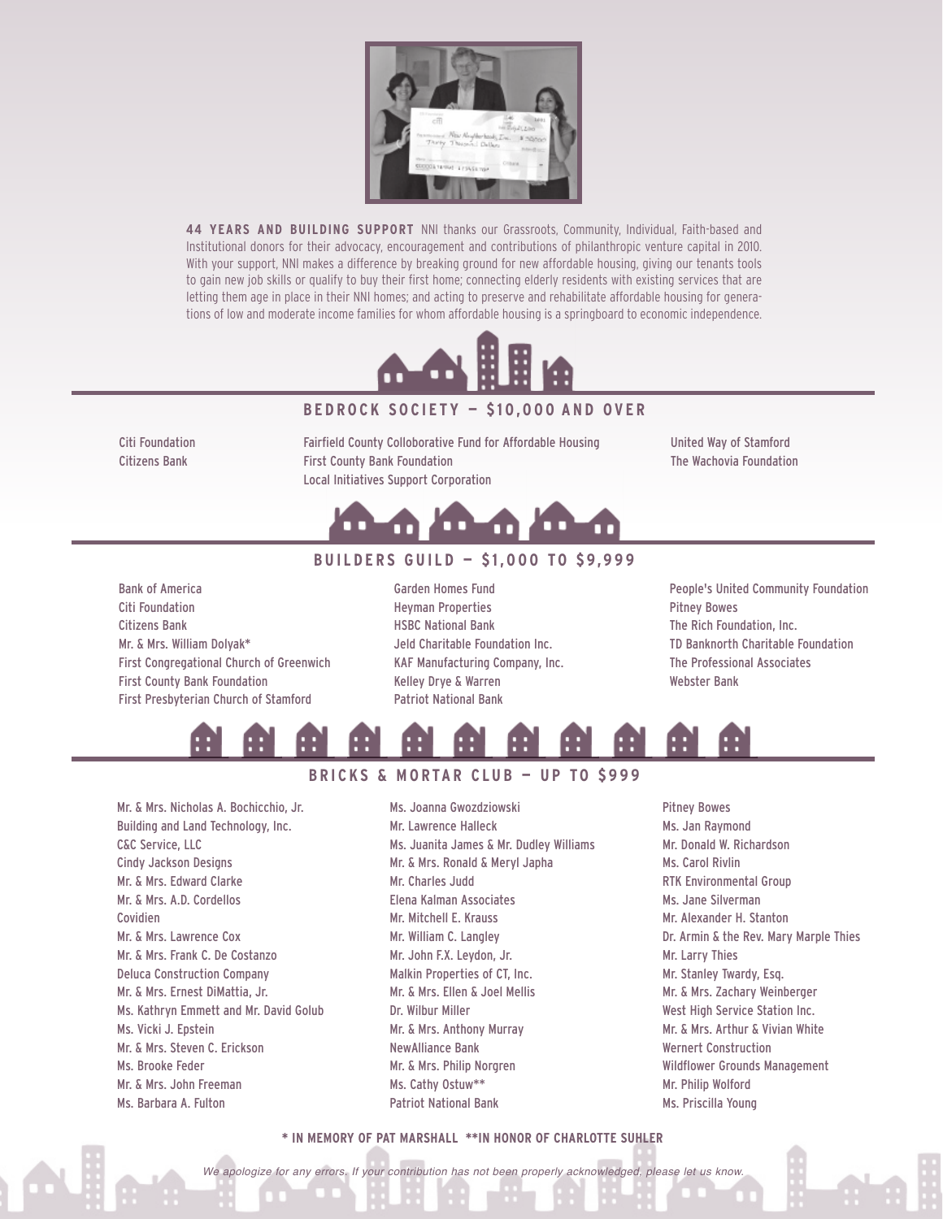**44 YEARS AND BUILDING SUPPORT** NNI thanks our Grassroots, Community, Individual, Faith-based and Institutional donors for their advocacy, encouragement and contributions of philanthropic venture capital in 2010. With your support, NNI makes a difference by breaking ground for new affordable housing, giving our tenants tools to gain new job skills or qualify to buy their first home; connecting elderly residents with existing services that are letting them age in place in their NNI homes; and acting to preserve and rehabilitate affordable housing for generations of low and moderate income families for whom affordable housing is a springboard to economic independence.

## BEDROCK SOCIETY — $10,000 AND OVER

Citi Foundation
Citizens Bank
Fairfield County Collaborative Fund for Affordable Housing
First County Bank Foundation
Local Initiatives Support Corporation
United Way of Stamford
The Wachovia Foundation

## BUILDERS GUILD — $1,000 TO $9,999

Bank of America
Citi Foundation
Citizens Bank
Mr. & Mrs. William Dolyak*
First Congregational Church of Greenwich
First County Bank Foundation
First Presbyterian Church of Stamford
Garden Homes Fund
Heyman Properties
HSBC National Bank
Jeld Charitable Foundation Inc.
KAF Manufacturing Company, Inc.
Kelley Drye & Warren
Patriot National Bank
People's United Community Foundation
Pitney Bowes
The Rich Foundation, Inc.
TD Banknorth Charitable Foundation
The Professional Associates
Webster Bank

## BRICKS & MORTAR CLUB — UP TO $999

Mr. & Mrs. Nicholas A. Bochicchio, Jr.
Building and Land Technology, Inc.
C&C Service, LLC
Cindy Jackson Designs
Mr. & Mrs. Edward Clarke
Mr. & Mrs. A.D. Cordellos
Covidien
Mr. & Mrs. Lawrence Cox
Mr. & Mrs. Frank C. De Costanzo
Deluca Construction Company
Mr. & Mrs. Ernest DiMattia, Jr.
Ms. Kathryn Emmett and Mr. David Golub
Ms. Vicki J. Epstein
Mr. & Mrs. Steven C. Erickson
Ms. Brooke Feder
Mr. & Mrs. John Freeman
Ms. Barbara A. Fulton
Ms. Joanna Gwozdziowski
Mr. Lawrence Halleck
Ms. Juanita James & Mr. Dudley Williams
Mr. & Mrs. Ronald & Meryl Japha
Mr. Charles Judd
Elena Kalman Associates
Mr. Mitchell E. Krauss
Mr. William C. Langley
Mr. John F.X. Leydon, Jr.
Malkin Properties of CT, Inc.
Mr. & Mrs. Ellen & Joel Mellis
Dr. Wilbur Miller
Mr. & Mrs. Anthony Murray
NewAlliance Bank
Mr. & Mrs. Philip Norgren
Ms. Cathy Ostuw**
Patriot National Bank
Pitney Bowes
Ms. Jan Raymond
Mr. Donald W. Richardson
Ms. Carol Rivlin
RTK Environmental Group
Ms. Jane Silverman
Mr. Alexander H. Stanton
Dr. Armin & the Rev. Mary Marple Thies
Mr. Larry Thies
Mr. Stanley Twardy, Esq.
Mr. & Mrs. Zachary Weinberger
West High Service Station Inc.
Mr. & Mrs. Arthur & Vivian White
Wernert Construction
Wildflower Grounds Management
Mr. Philip Wolford
Ms. Priscilla Young

**\* IN MEMORY OF PAT MARSHALL \*\*IN HONOR OF CHARLOTTE SUHLER**

*We apologize for any errors. If your contribution has not been properly acknowledged, please let us know.*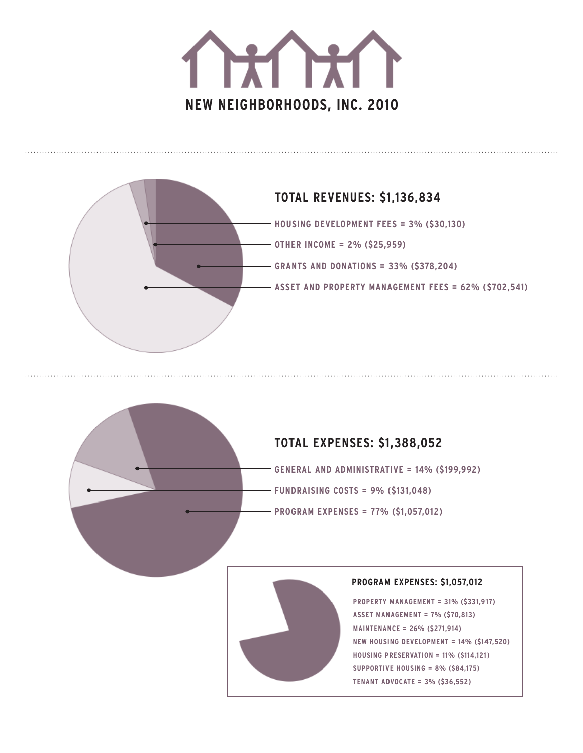# NEW NEIGHBORHOODS, INC. 2010

## TOTAL REVENUES: $1,136,834

HOUSING DEVELOPMENT FEES = 3% ($30,130)

OTHER INCOME = 2% ($25,959)

GRANTS AND DONATIONS = 33% ($378,204)

ASSET AND PROPERTY MANAGEMENT FEES = 62% ($702,541)

## TOTAL EXPENSES: $1,388,052

GENERAL AND ADMINISTRATIVE = 14% ($199,992)

FUNDRAISING COSTS = 9% ($131,048)

PROGRAM EXPENSES = 77% ($1,057,012)

### PROGRAM EXPENSES: $1,057,012

PROPERTY MANAGEMENT = 31% ($331,917)

ASSET MANAGEMENT = 7% ($70,813)

MAINTENANCE = 26% ($271,914)

NEW HOUSING DEVELOPMENT = 14% ($147,520)

HOUSING PRESERVATION = 11% ($114,121)

SUPPORTIVE HOUSING = 8% ($84,175)

TENANT ADVOCATE = 3% ($36,552)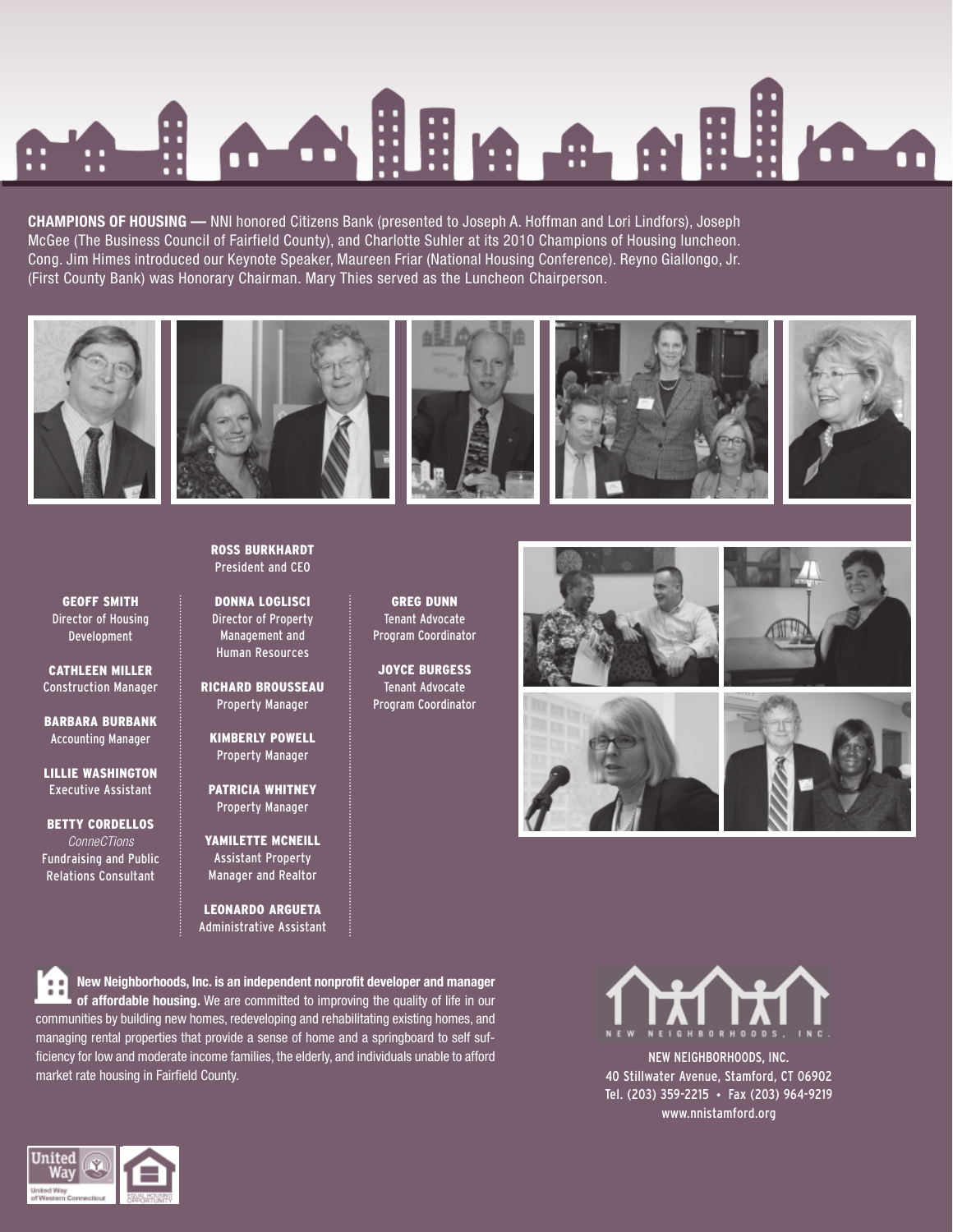**CHAMPIONS OF HOUSING —** NNI honored Citizens Bank (presented to Joseph A. Hoffman and Lori Lindfors), Joseph McGee (The Business Council of Fairfield County), and Charlotte Suhler at its 2010 Champions of Housing luncheon. Cong. Jim Himes introduced our Keynote Speaker, Maureen Friar (National Housing Conference). Reyno Giallongo, Jr. (First County Bank) was Honorary Chairman. Mary Thies served as the Luncheon Chairperson.

**ROSS BURKHARDT**
President and CEO

**GEOFF SMITH**
Director of Housing Development

**CATHLEEN MILLER**
Construction Manager

**BARBARA BURBANK**
Accounting Manager

**LILLIE WASHINGTON**
Executive Assistant

**BETTY CORDELLOS**
*ConneCTions*
Fundraising and Public Relations Consultant

**DONNA LOGLISCI**
Director of Property Management and Human Resources

**RICHARD BROUSSEAU**
Property Manager

**KIMBERLY POWELL**
Property Manager

**PATRICIA WHITNEY**
Property Manager

**YAMILETTE MCNEILL**
Assistant Property Manager and Realtor

**LEONARDO ARGUETA**
Administrative Assistant

**GREG DUNN**
Tenant Advocate Program Coordinator

**JOYCE BURGESS**
Tenant Advocate Program Coordinator

**New Neighborhoods, Inc. is an independent nonprofit developer and manager of affordable housing.** We are committed to improving the quality of life in our communities by building new homes, redeveloping and rehabilitating existing homes, and managing rental properties that provide a sense of home and a springboard to self sufficiency for low and moderate income families, the elderly, and individuals unable to afford market rate housing in Fairfield County.

NEW NEIGHBORHOODS, INC.

NEW NEIGHBORHOODS, INC.
40 Stillwater Avenue, Stamford, CT 06902
Tel. (203) 359-2215 • Fax (203) 964-9219
www.nnistamford.org

United Way
United Way of Western Connecticut

EQUAL HOUSING OPPORTUNITY